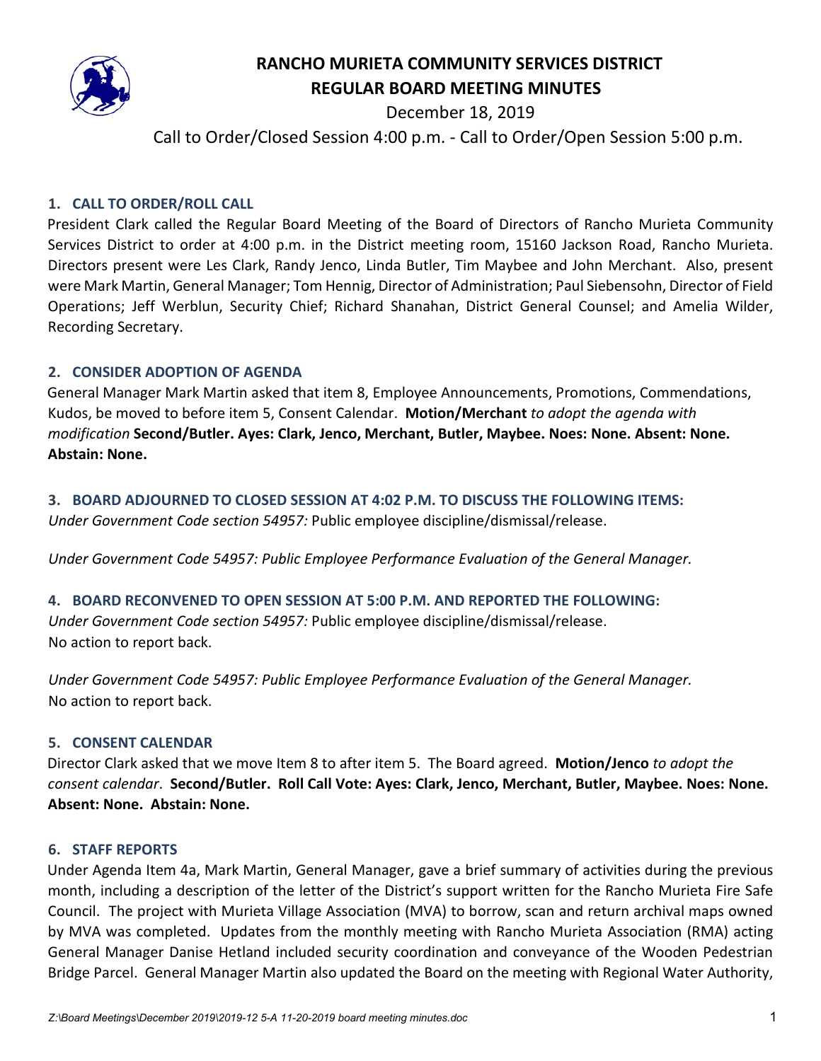# RANCHO MURIETA COMMUNITY SERVICES DISTRICT
# REGULAR BOARD MEETING MINUTES

December 18, 2019

Call to Order/Closed Session 4:00 p.m. - Call to Order/Open Session 5:00 p.m.

## 1. CALL TO ORDER/ROLL CALL

President Clark called the Regular Board Meeting of the Board of Directors of Rancho Murieta Community Services District to order at 4:00 p.m. in the District meeting room, 15160 Jackson Road, Rancho Murieta. Directors present were Les Clark, Randy Jenco, Linda Butler, Tim Maybee and John Merchant. Also, present were Mark Martin, General Manager; Tom Hennig, Director of Administration; Paul Siebensohn, Director of Field Operations; Jeff Werblun, Security Chief; Richard Shanahan, District General Counsel; and Amelia Wilder, Recording Secretary.

## 2. CONSIDER ADOPTION OF AGENDA

General Manager Mark Martin asked that item 8, Employee Announcements, Promotions, Commendations, Kudos, be moved to before item 5, Consent Calendar. **Motion/Merchant** *to adopt the agenda with modification* **Second/Butler. Ayes: Clark, Jenco, Merchant, Butler, Maybee. Noes: None. Absent: None. Abstain: None.**

## 3. BOARD ADJOURNED TO CLOSED SESSION AT 4:02 P.M. TO DISCUSS THE FOLLOWING ITEMS:

*Under Government Code section 54957:* Public employee discipline/dismissal/release.

*Under Government Code 54957: Public Employee Performance Evaluation of the General Manager.*

## 4. BOARD RECONVENED TO OPEN SESSION AT 5:00 P.M. AND REPORTED THE FOLLOWING:

*Under Government Code section 54957:* Public employee discipline/dismissal/release.
No action to report back.

*Under Government Code 54957: Public Employee Performance Evaluation of the General Manager.*
No action to report back.

## 5. CONSENT CALENDAR

Director Clark asked that we move Item 8 to after item 5. The Board agreed. **Motion/Jenco** *to adopt the consent calendar*. **Second/Butler. Roll Call Vote: Ayes: Clark, Jenco, Merchant, Butler, Maybee. Noes: None. Absent: None. Abstain: None.**

## 6. STAFF REPORTS

Under Agenda Item 4a, Mark Martin, General Manager, gave a brief summary of activities during the previous month, including a description of the letter of the District's support written for the Rancho Murieta Fire Safe Council. The project with Murieta Village Association (MVA) to borrow, scan and return archival maps owned by MVA was completed. Updates from the monthly meeting with Rancho Murieta Association (RMA) acting General Manager Danise Hetland included security coordination and conveyance of the Wooden Pedestrian Bridge Parcel. General Manager Martin also updated the Board on the meeting with Regional Water Authority,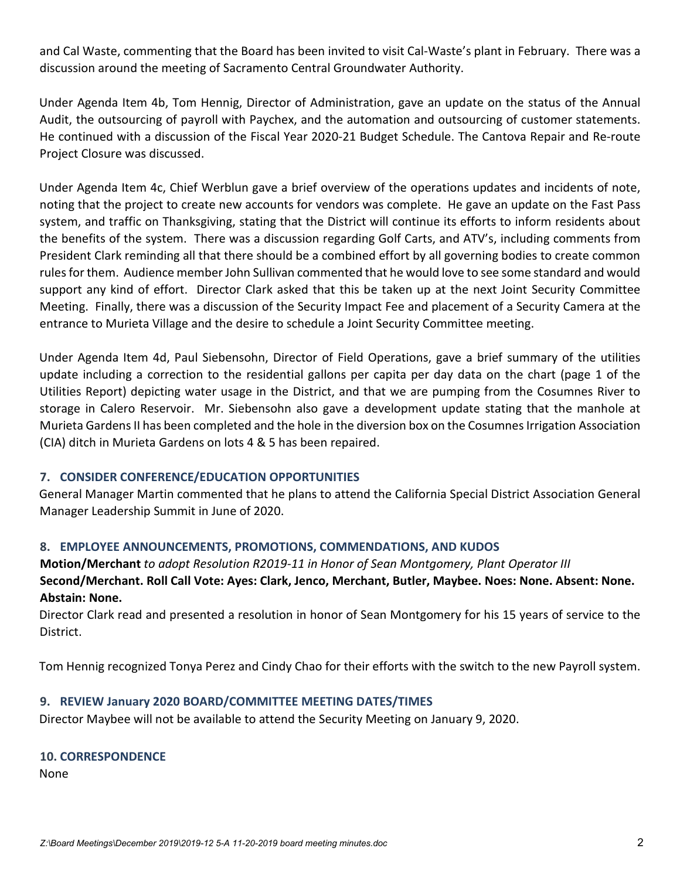and Cal Waste, commenting that the Board has been invited to visit Cal-Waste's plant in February. There was a discussion around the meeting of Sacramento Central Groundwater Authority.

Under Agenda Item 4b, Tom Hennig, Director of Administration, gave an update on the status of the Annual Audit, the outsourcing of payroll with Paychex, and the automation and outsourcing of customer statements. He continued with a discussion of the Fiscal Year 2020-21 Budget Schedule. The Cantova Repair and Re-route Project Closure was discussed.

Under Agenda Item 4c, Chief Werblun gave a brief overview of the operations updates and incidents of note, noting that the project to create new accounts for vendors was complete. He gave an update on the Fast Pass system, and traffic on Thanksgiving, stating that the District will continue its efforts to inform residents about the benefits of the system. There was a discussion regarding Golf Carts, and ATV's, including comments from President Clark reminding all that there should be a combined effort by all governing bodies to create common rules for them. Audience member John Sullivan commented that he would love to see some standard and would support any kind of effort. Director Clark asked that this be taken up at the next Joint Security Committee Meeting. Finally, there was a discussion of the Security Impact Fee and placement of a Security Camera at the entrance to Murieta Village and the desire to schedule a Joint Security Committee meeting.

Under Agenda Item 4d, Paul Siebensohn, Director of Field Operations, gave a brief summary of the utilities update including a correction to the residential gallons per capita per day data on the chart (page 1 of the Utilities Report) depicting water usage in the District, and that we are pumping from the Cosumnes River to storage in Calero Reservoir. Mr. Siebensohn also gave a development update stating that the manhole at Murieta Gardens II has been completed and the hole in the diversion box on the Cosumnes Irrigation Association (CIA) ditch in Murieta Gardens on lots 4 & 5 has been repaired.

## 7. CONSIDER CONFERENCE/EDUCATION OPPORTUNITIES

General Manager Martin commented that he plans to attend the California Special District Association General Manager Leadership Summit in June of 2020.

## 8. EMPLOYEE ANNOUNCEMENTS, PROMOTIONS, COMMENDATIONS, AND KUDOS

**Motion/Merchant** *to adopt Resolution R2019-11 in Honor of Sean Montgomery, Plant Operator III*
**Second/Merchant. Roll Call Vote: Ayes: Clark, Jenco, Merchant, Butler, Maybee. Noes: None. Absent: None. Abstain: None.**

Director Clark read and presented a resolution in honor of Sean Montgomery for his 15 years of service to the District.

Tom Hennig recognized Tonya Perez and Cindy Chao for their efforts with the switch to the new Payroll system.

## 9. REVIEW January 2020 BOARD/COMMITTEE MEETING DATES/TIMES

Director Maybee will not be available to attend the Security Meeting on January 9, 2020.

## 10. CORRESPONDENCE

None

*Z:\Board Meetings\December 2019\2019-12 5-A 11-20-2019 board meeting minutes.doc*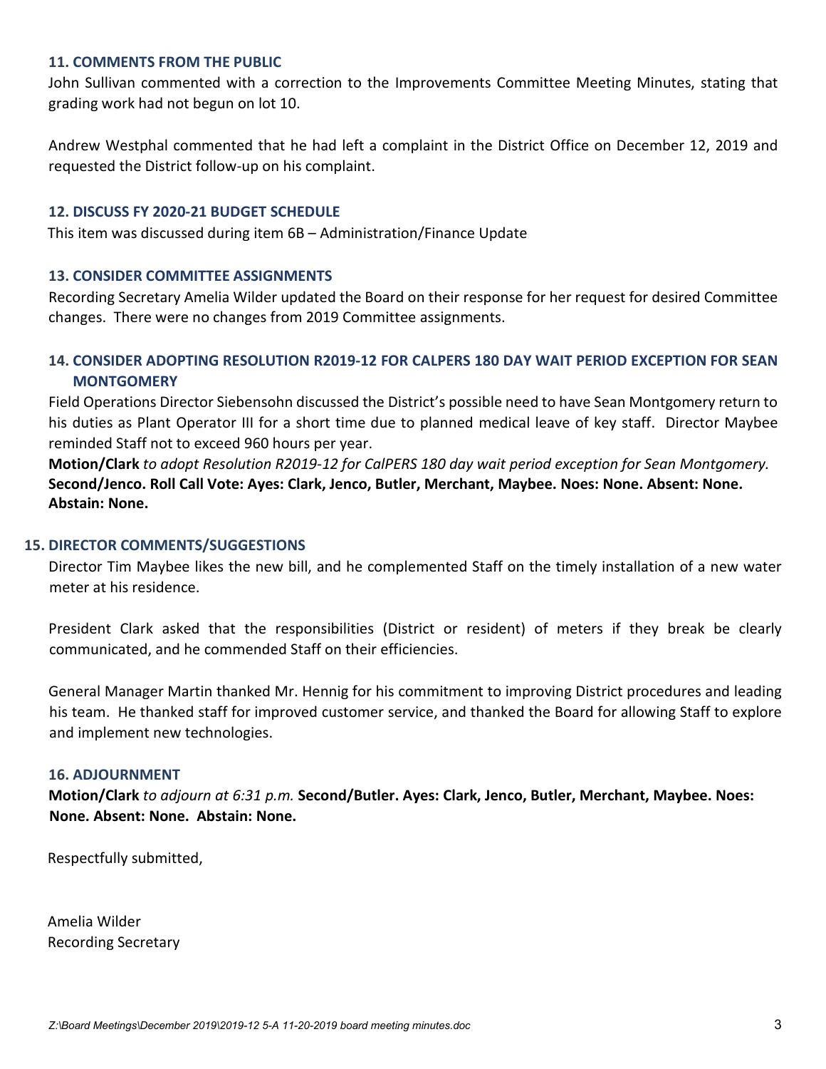### 11. COMMENTS FROM THE PUBLIC

John Sullivan commented with a correction to the Improvements Committee Meeting Minutes, stating that grading work had not begun on lot 10.

Andrew Westphal commented that he had left a complaint in the District Office on December 12, 2019 and requested the District follow-up on his complaint.

### 12. DISCUSS FY 2020-21 BUDGET SCHEDULE

This item was discussed during item 6B – Administration/Finance Update

### 13. CONSIDER COMMITTEE ASSIGNMENTS

Recording Secretary Amelia Wilder updated the Board on their response for her request for desired Committee changes. There were no changes from 2019 Committee assignments.

### 14. CONSIDER ADOPTING RESOLUTION R2019-12 FOR CALPERS 180 DAY WAIT PERIOD EXCEPTION FOR SEAN MONTGOMERY

Field Operations Director Siebensohn discussed the District's possible need to have Sean Montgomery return to his duties as Plant Operator III for a short time due to planned medical leave of key staff. Director Maybee reminded Staff not to exceed 960 hours per year.

**Motion/Clark** *to adopt Resolution R2019-12 for CalPERS 180 day wait period exception for Sean Montgomery.* **Second/Jenco. Roll Call Vote: Ayes: Clark, Jenco, Butler, Merchant, Maybee. Noes: None. Absent: None. Abstain: None.**

### 15. DIRECTOR COMMENTS/SUGGESTIONS

Director Tim Maybee likes the new bill, and he complemented Staff on the timely installation of a new water meter at his residence.

President Clark asked that the responsibilities (District or resident) of meters if they break be clearly communicated, and he commended Staff on their efficiencies.

General Manager Martin thanked Mr. Hennig for his commitment to improving District procedures and leading his team. He thanked staff for improved customer service, and thanked the Board for allowing Staff to explore and implement new technologies.

### 16. ADJOURNMENT

**Motion/Clark** *to adjourn at 6:31 p.m.* **Second/Butler. Ayes: Clark, Jenco, Butler, Merchant, Maybee. Noes: None. Absent: None. Abstain: None.**

Respectfully submitted,

Amelia Wilder
Recording Secretary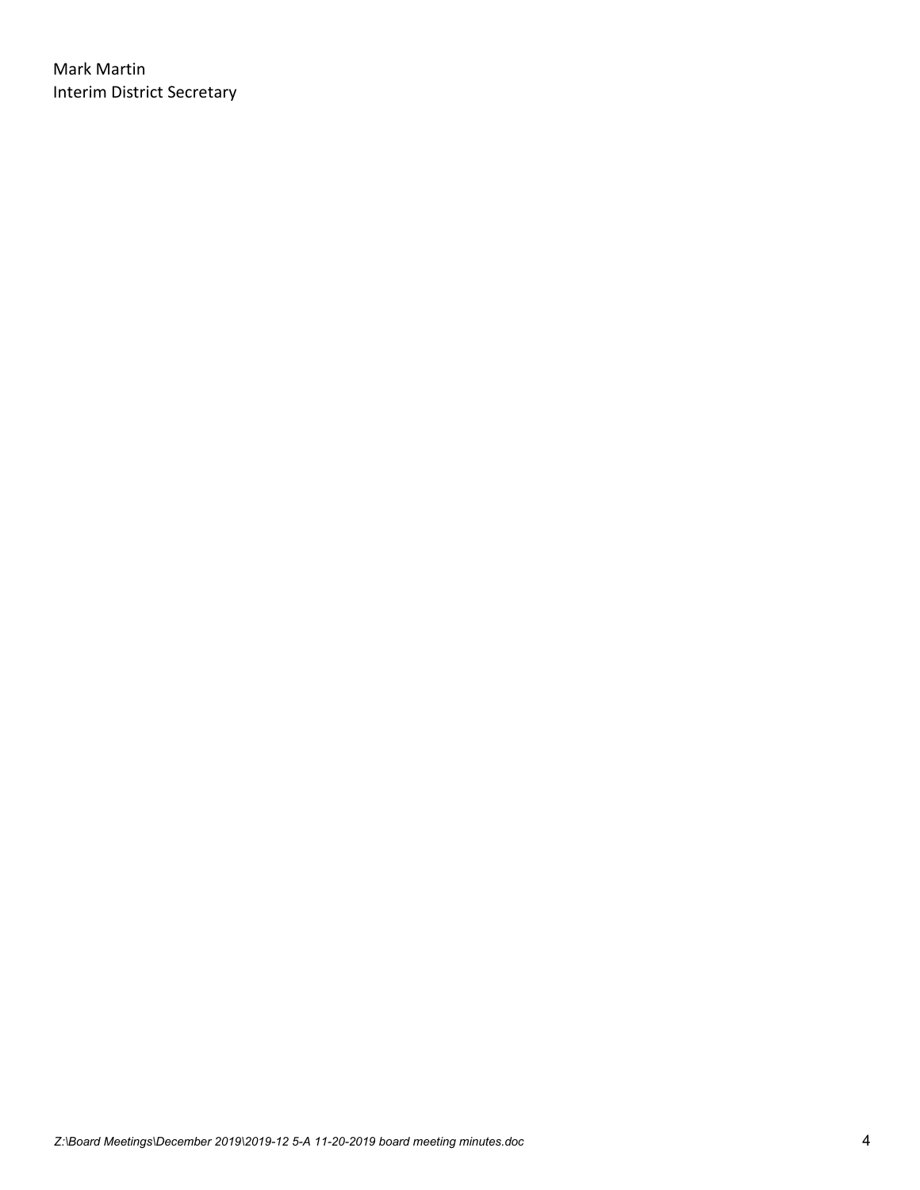Mark Martin
Interim District Secretary